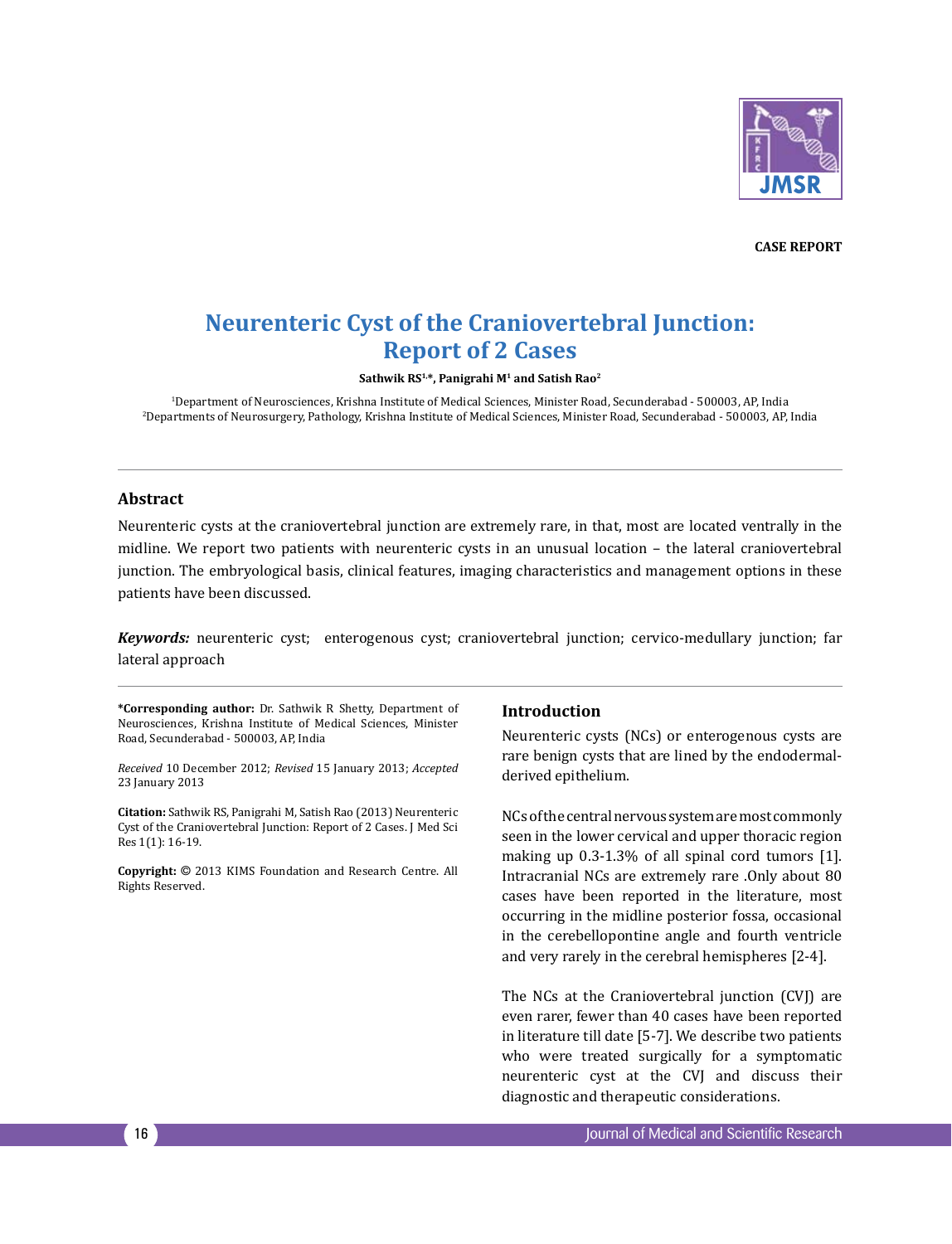CASE REPORT

# Neurenteric Cyst of the Craniovertebral Junction: Report of 2 Cases

**Sathwik RS[1,*], Panigrahi M[1] and Satish Rao[2]**

[1]Department of Neurosciences, Krishna Institute of Medical Sciences, Minister Road, Secunderabad - 500003, AP, India
[2]Departments of Neurosurgery, Pathology, Krishna Institute of Medical Sciences, Minister Road, Secunderabad - 500003, AP, India

## Abstract

Neurenteric cysts at the craniovertebral junction are extremely rare, in that, most are located ventrally in the midline. We report two patients with neurenteric cysts in an unusual location – the lateral craniovertebral junction. The embryological basis, clinical features, imaging characteristics and management options in these patients have been discussed.

***Keywords:*** neurenteric cyst; enterogenous cyst; craniovertebral junction; cervico-medullary junction; far lateral approach

**\*Corresponding author:** Dr. Sathwik R Shetty, Department of Neurosciences, Krishna Institute of Medical Sciences, Minister Road, Secunderabad - 500003, AP, India

*Received* 10 December 2012; *Revised* 15 January 2013; *Accepted* 23 January 2013

**Citation:** Sathwik RS, Panigrahi M, Satish Rao (2013) Neurenteric Cyst of the Craniovertebral Junction: Report of 2 Cases. J Med Sci Res 1(1): 16-19.

**Copyright:** © 2013 KIMS Foundation and Research Centre. All Rights Reserved.

## Introduction

Neurenteric cysts (NCs) or enterogenous cysts are rare benign cysts that are lined by the endodermal-derived epithelium.

NCs of the central nervous system are most commonly seen in the lower cervical and upper thoracic region making up 0.3-1.3% of all spinal cord tumors [1]. Intracranial NCs are extremely rare .Only about 80 cases have been reported in the literature, most occurring in the midline posterior fossa, occasional in the cerebellopontine angle and fourth ventricle and very rarely in the cerebral hemispheres [2-4].

The NCs at the Craniovertebral junction (CVJ) are even rarer, fewer than 40 cases have been reported in literature till date [5-7]. We describe two patients who were treated surgically for a symptomatic neurenteric cyst at the CVJ and discuss their diagnostic and therapeutic considerations.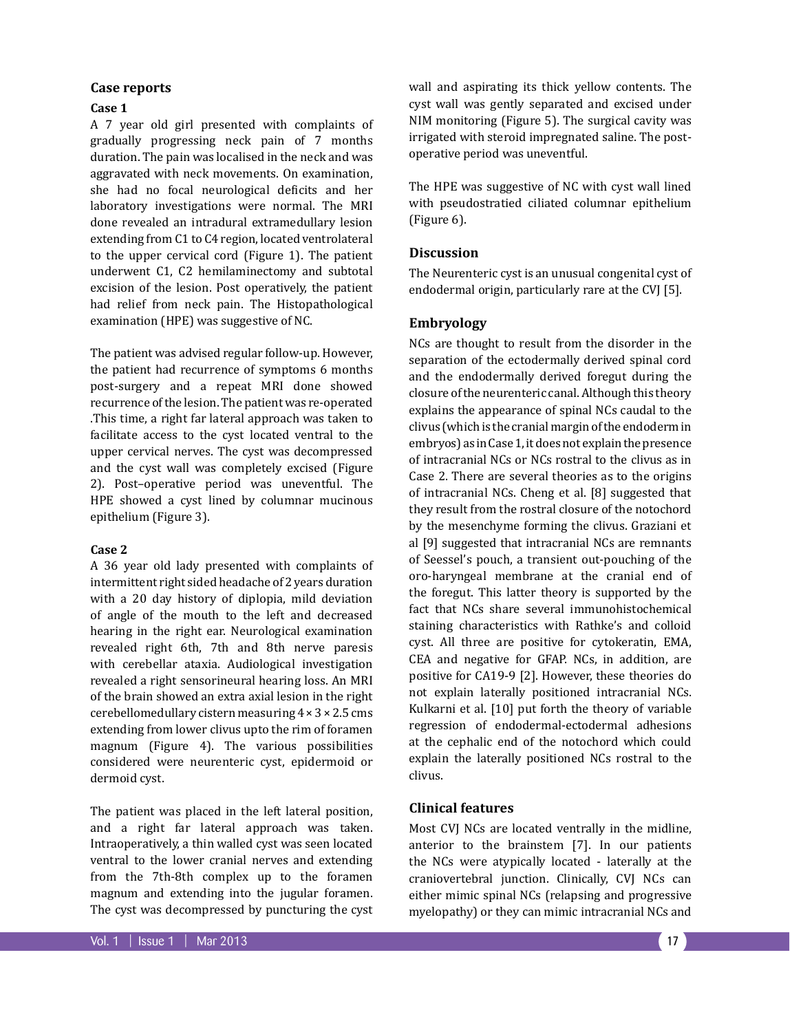## Case reports

### Case 1

A 7 year old girl presented with complaints of gradually progressing neck pain of 7 months duration. The pain was localised in the neck and was aggravated with neck movements. On examination, she had no focal neurological deficits and her laboratory investigations were normal. The MRI done revealed an intradural extramedullary lesion extending from C1 to C4 region, located ventrolateral to the upper cervical cord (Figure 1). The patient underwent C1, C2 hemilaminectomy and subtotal excision of the lesion. Post operatively, the patient had relief from neck pain. The Histopathological examination (HPE) was suggestive of NC.

The patient was advised regular follow-up. However, the patient had recurrence of symptoms 6 months post-surgery and a repeat MRI done showed recurrence of the lesion. The patient was re-operated .This time, a right far lateral approach was taken to facilitate access to the cyst located ventral to the upper cervical nerves. The cyst was decompressed and the cyst wall was completely excised (Figure 2). Post–operative period was uneventful. The HPE showed a cyst lined by columnar mucinous epithelium (Figure 3).

### Case 2

A 36 year old lady presented with complaints of intermittent right sided headache of 2 years duration with a 20 day history of diplopia, mild deviation of angle of the mouth to the left and decreased hearing in the right ear. Neurological examination revealed right 6th, 7th and 8th nerve paresis with cerebellar ataxia. Audiological investigation revealed a right sensorineural hearing loss. An MRI of the brain showed an extra axial lesion in the right cerebellomedullary cistern measuring 4 × 3 × 2.5 cms extending from lower clivus upto the rim of foramen magnum (Figure 4). The various possibilities considered were neurenteric cyst, epidermoid or dermoid cyst.

The patient was placed in the left lateral position, and a right far lateral approach was taken. Intraoperatively, a thin walled cyst was seen located ventral to the lower cranial nerves and extending from the 7th-8th complex up to the foramen magnum and extending into the jugular foramen. The cyst was decompressed by puncturing the cyst wall and aspirating its thick yellow contents. The cyst wall was gently separated and excised under NIM monitoring (Figure 5). The surgical cavity was irrigated with steroid impregnated saline. The post-operative period was uneventful.

The HPE was suggestive of NC with cyst wall lined with pseudostratied ciliated columnar epithelium (Figure 6).

## Discussion

The Neurenteric cyst is an unusual congenital cyst of endodermal origin, particularly rare at the CVJ [5].

## Embryology

NCs are thought to result from the disorder in the separation of the ectodermally derived spinal cord and the endodermally derived foregut during the closure of the neurenteric canal. Although this theory explains the appearance of spinal NCs caudal to the clivus (which is the cranial margin of the endoderm in embryos) as in Case 1, it does not explain the presence of intracranial NCs or NCs rostral to the clivus as in Case 2. There are several theories as to the origins of intracranial NCs. Cheng et al. [8] suggested that they result from the rostral closure of the notochord by the mesenchyme forming the clivus. Graziani et al [9] suggested that intracranial NCs are remnants of Seessel's pouch, a transient out-pouching of the oro-haryngeal membrane at the cranial end of the foregut. This latter theory is supported by the fact that NCs share several immunohistochemical staining characteristics with Rathke's and colloid cyst. All three are positive for cytokeratin, EMA, CEA and negative for GFAP. NCs, in addition, are positive for CA19-9 [2]. However, these theories do not explain laterally positioned intracranial NCs. Kulkarni et al. [10] put forth the theory of variable regression of endodermal-ectodermal adhesions at the cephalic end of the notochord which could explain the laterally positioned NCs rostral to the clivus.

## Clinical features

Most CVJ NCs are located ventrally in the midline, anterior to the brainstem [7]. In our patients the NCs were atypically located - laterally at the craniovertebral junction. Clinically, CVJ NCs can either mimic spinal NCs (relapsing and progressive myelopathy) or they can mimic intracranial NCs and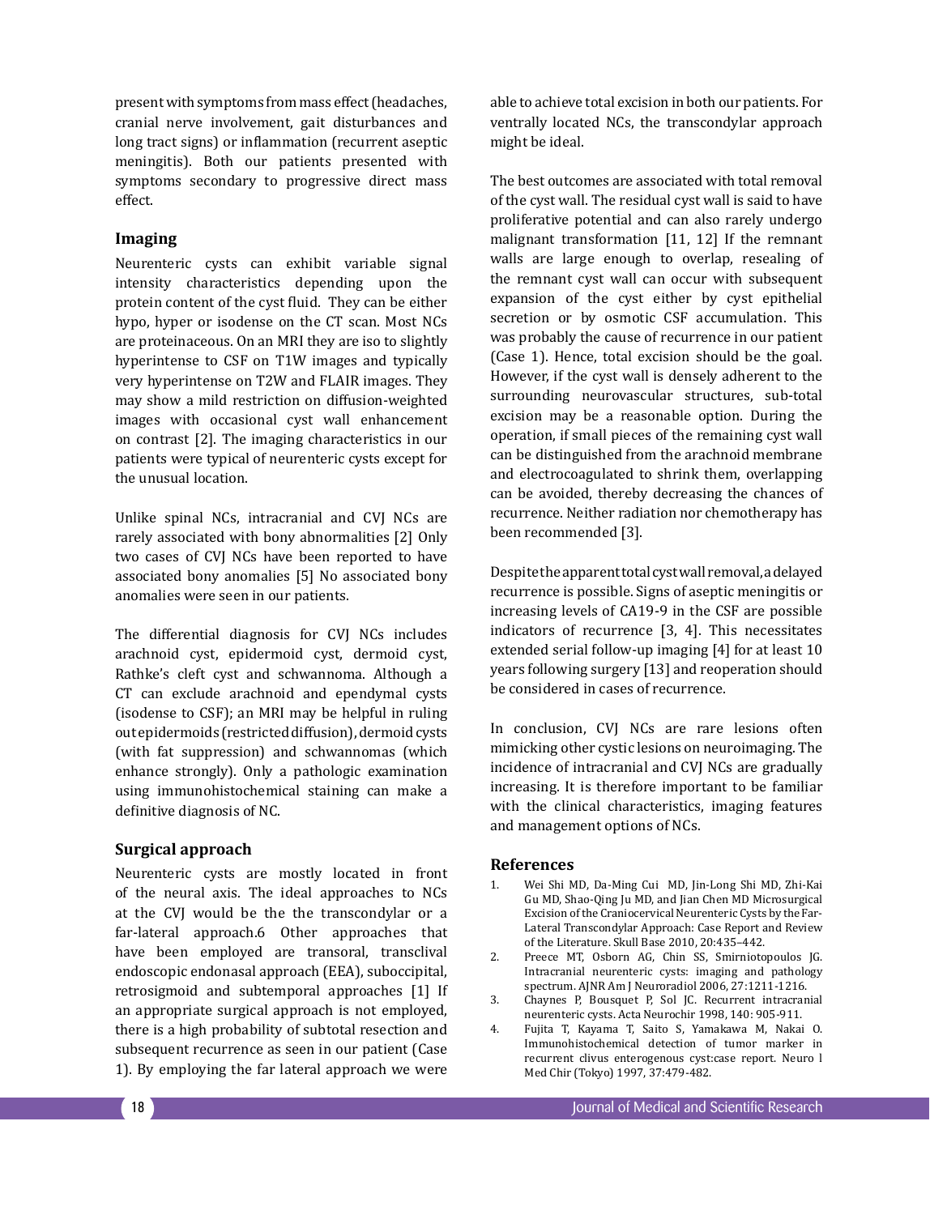present with symptoms from mass effect (headaches, cranial nerve involvement, gait disturbances and long tract signs) or inflammation (recurrent aseptic meningitis). Both our patients presented with symptoms secondary to progressive direct mass effect.

### Imaging

Neurenteric cysts can exhibit variable signal intensity characteristics depending upon the protein content of the cyst fluid. They can be either hypo, hyper or isodense on the CT scan. Most NCs are proteinaceous. On an MRI they are iso to slightly hyperintense to CSF on T1W images and typically very hyperintense on T2W and FLAIR images. They may show a mild restriction on diffusion-weighted images with occasional cyst wall enhancement on contrast [2]. The imaging characteristics in our patients were typical of neurenteric cysts except for the unusual location.

Unlike spinal NCs, intracranial and CVJ NCs are rarely associated with bony abnormalities [2] Only two cases of CVJ NCs have been reported to have associated bony anomalies [5] No associated bony anomalies were seen in our patients.

The differential diagnosis for CVJ NCs includes arachnoid cyst, epidermoid cyst, dermoid cyst, Rathke's cleft cyst and schwannoma. Although a CT can exclude arachnoid and ependymal cysts (isodense to CSF); an MRI may be helpful in ruling out epidermoids (restricted diffusion), dermoid cysts (with fat suppression) and schwannomas (which enhance strongly). Only a pathologic examination using immunohistochemical staining can make a definitive diagnosis of NC.

### Surgical approach

Neurenteric cysts are mostly located in front of the neural axis. The ideal approaches to NCs at the CVJ would be the the transcondylar or a far-lateral approach.6 Other approaches that have been employed are transoral, transclival endoscopic endonasal approach (EEA), suboccipital, retrosigmoid and subtemporal approaches [1] If an appropriate surgical approach is not employed, there is a high probability of subtotal resection and subsequent recurrence as seen in our patient (Case 1). By employing the far lateral approach we were able to achieve total excision in both our patients. For ventrally located NCs, the transcondylar approach might be ideal.

The best outcomes are associated with total removal of the cyst wall. The residual cyst wall is said to have proliferative potential and can also rarely undergo malignant transformation [11, 12] If the remnant walls are large enough to overlap, resealing of the remnant cyst wall can occur with subsequent expansion of the cyst either by cyst epithelial secretion or by osmotic CSF accumulation. This was probably the cause of recurrence in our patient (Case 1). Hence, total excision should be the goal. However, if the cyst wall is densely adherent to the surrounding neurovascular structures, sub-total excision may be a reasonable option. During the operation, if small pieces of the remaining cyst wall can be distinguished from the arachnoid membrane and electrocoagulated to shrink them, overlapping can be avoided, thereby decreasing the chances of recurrence. Neither radiation nor chemotherapy has been recommended [3].

Despite the apparent total cyst wall removal, a delayed recurrence is possible. Signs of aseptic meningitis or increasing levels of CA19-9 in the CSF are possible indicators of recurrence [3, 4]. This necessitates extended serial follow-up imaging [4] for at least 10 years following surgery [13] and reoperation should be considered in cases of recurrence.

In conclusion, CVJ NCs are rare lesions often mimicking other cystic lesions on neuroimaging. The incidence of intracranial and CVJ NCs are gradually increasing. It is therefore important to be familiar with the clinical characteristics, imaging features and management options of NCs.

### References

1. Wei Shi MD, Da-Ming Cui MD, Jin-Long Shi MD, Zhi-Kai Gu MD, Shao-Qing Ju MD, and Jian Chen MD Microsurgical Excision of the Craniocervical Neurenteric Cysts by the Far-Lateral Transcondylar Approach: Case Report and Review of the Literature. Skull Base 2010, 20:435–442.
2. Preece MT, Osborn AG, Chin SS, Smirniotopoulos JG. Intracranial neurenteric cysts: imaging and pathology spectrum. AJNR Am J Neuroradiol 2006, 27:1211-1216.
3. Chaynes P, Bousquet P, Sol JC. Recurrent intracranial neurenteric cysts. Acta Neurochir 1998, 140: 905-911.
4. Fujita T, Kayama T, Saito S, Yamakawa M, Nakai O. Immunohistochemical detection of tumor marker in recurrent clivus enterogenous cyst:case report. Neuro l Med Chir (Tokyo) 1997, 37:479-482.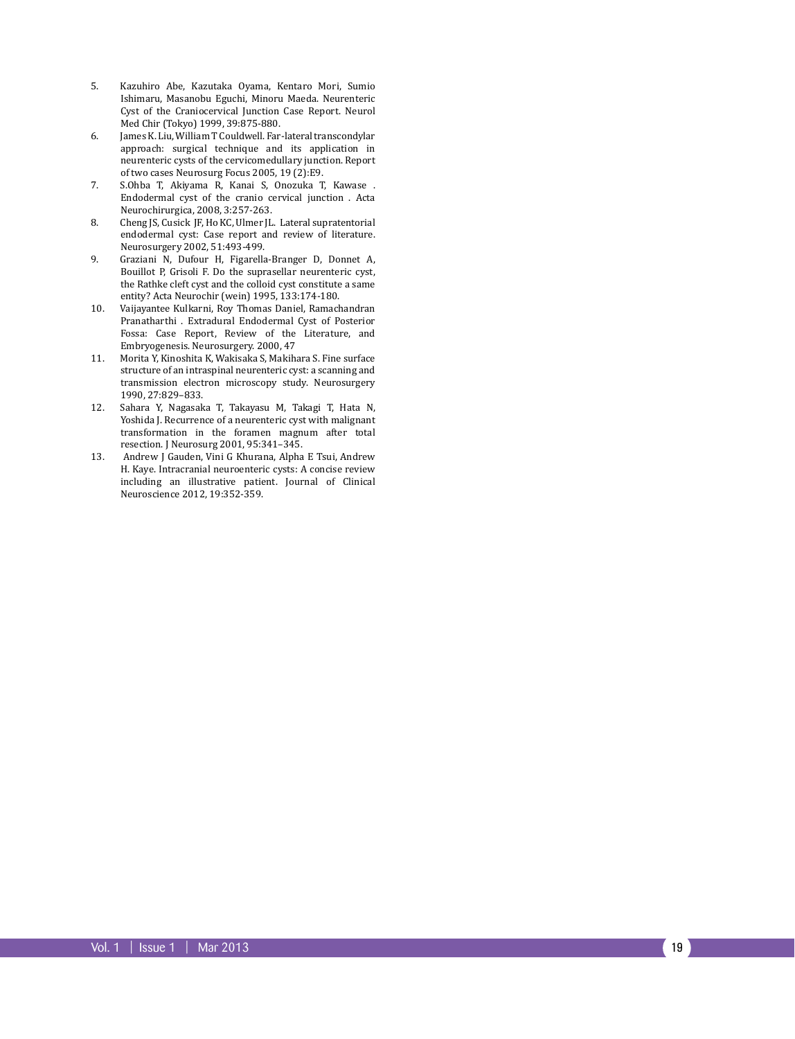5. Kazuhiro Abe, Kazutaka Oyama, Kentaro Mori, Sumio Ishimaru, Masanobu Eguchi, Minoru Maeda. Neurenteric Cyst of the Craniocervical Junction Case Report. Neurol Med Chir (Tokyo) 1999, 39:875-880.
6. James K. Liu, William T Couldwell. Far-lateral transcondylar approach: surgical technique and its application in neurenteric cysts of the cervicomedullary junction. Report of two cases Neurosurg Focus 2005, 19 (2):E9.
7. S.Ohba T, Akiyama R, Kanai S, Onozuka T, Kawase . Endodermal cyst of the cranio cervical junction . Acta Neurochirurgica, 2008, 3:257-263.
8. Cheng JS, Cusick JF, Ho KC, Ulmer JL. Lateral supratentorial endodermal cyst: Case report and review of literature. Neurosurgery 2002, 51:493-499.
9. Graziani N, Dufour H, Figarella-Branger D, Donnet A, Bouillot P, Grisoli F. Do the suprasellar neurenteric cyst, the Rathke cleft cyst and the colloid cyst constitute a same entity? Acta Neurochir (wein) 1995, 133:174-180.
10. Vaijayantee Kulkarni, Roy Thomas Daniel, Ramachandran Pranatharthi . Extradural Endodermal Cyst of Posterior Fossa: Case Report, Review of the Literature, and Embryogenesis. Neurosurgery. 2000, 47
11. Morita Y, Kinoshita K, Wakisaka S, Makihara S. Fine surface structure of an intraspinal neurenteric cyst: a scanning and transmission electron microscopy study. Neurosurgery 1990, 27:829–833.
12. Sahara Y, Nagasaka T, Takayasu M, Takagi T, Hata N, Yoshida J. Recurrence of a neurenteric cyst with malignant transformation in the foramen magnum after total resection. J Neurosurg 2001, 95:341–345.
13. Andrew J Gauden, Vini G Khurana, Alpha E Tsui, Andrew H. Kaye. Intracranial neuroenteric cysts: A concise review including an illustrative patient. Journal of Clinical Neuroscience 2012, 19:352-359.